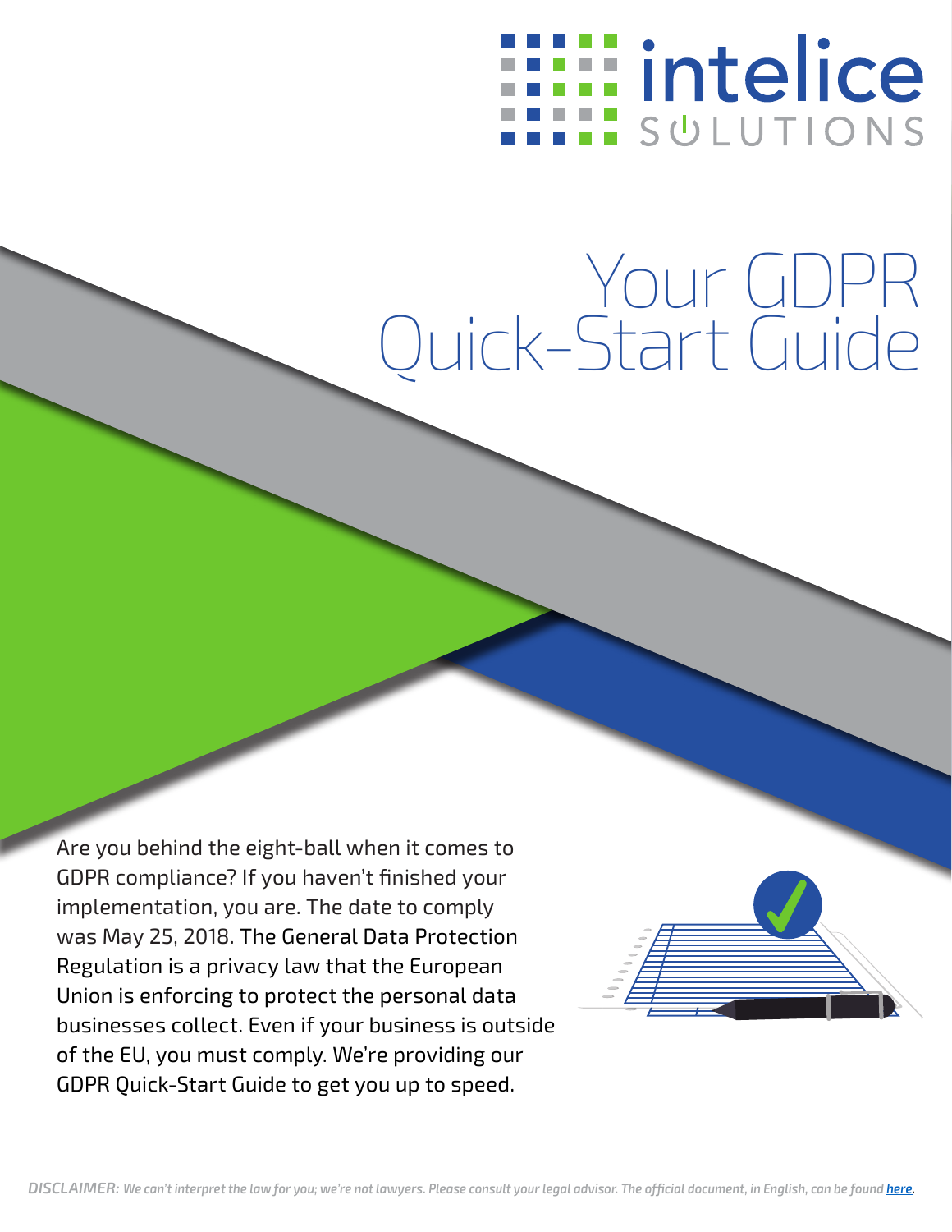intelice SOLUTIONS

# Your GDPR Quick-Start Guide

Are you behind the eight-ball when it comes to GDPR compliance? If you haven't finished your implementation, you are. The date to comply was May 25, 2018. The General Data Protection Regulation is a privacy law that the European Union is enforcing to protect the personal data businesses collect. Even if your business is outside of the EU, you must comply. We're providing our GDPR Quick-Start Guide to get you up to speed.

***DISCLAIMER:*** *We can't interpret the law for you; we're not lawyers. Please consult your legal advisor. The official document, in English, can be found* ***here***.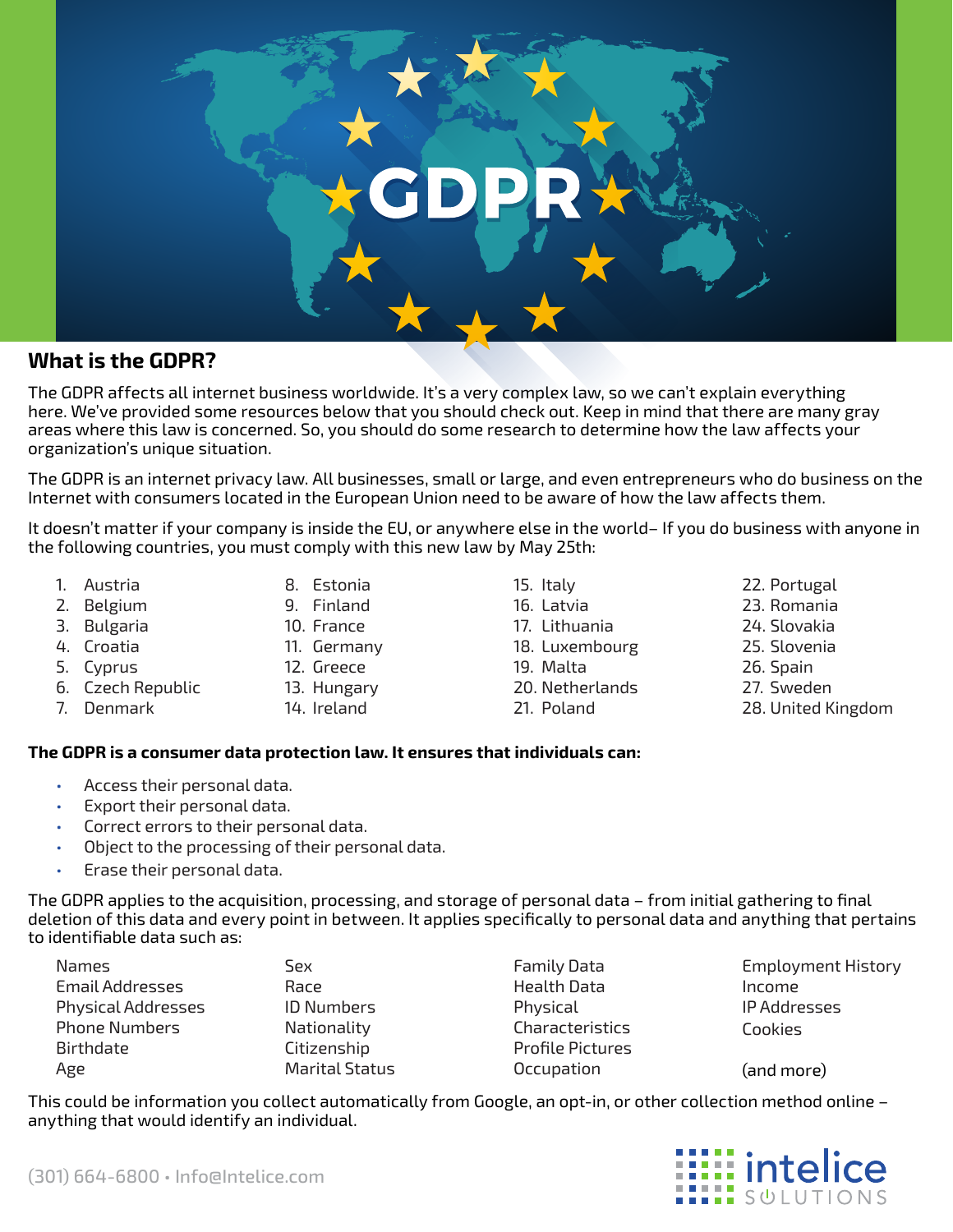## What is the GDPR?

The GDPR affects all internet business worldwide. It's a very complex law, so we can't explain everything here. We've provided some resources below that you should check out. Keep in mind that there are many gray areas where this law is concerned. So, you should do some research to determine how the law affects your organization's unique situation.

The GDPR is an internet privacy law. All businesses, small or large, and even entrepreneurs who do business on the Internet with consumers located in the European Union need to be aware of how the law affects them.

It doesn't matter if your company is inside the EU, or anywhere else in the world– If you do business with anyone in the following countries, you must comply with this new law by May 25th:

1. Austria
2. Belgium
3. Bulgaria
4. Croatia
5. Cyprus
6. Czech Republic
7. Denmark
8. Estonia
9. Finland
10. France
11. Germany
12. Greece
13. Hungary
14. Ireland
15. Italy
16. Latvia
17. Lithuania
18. Luxembourg
19. Malta
20. Netherlands
21. Poland
22. Portugal
23. Romania
24. Slovakia
25. Slovenia
26. Spain
27. Sweden
28. United Kingdom

**The GDPR is a consumer data protection law. It ensures that individuals can:**

- Access their personal data.
- Export their personal data.
- Correct errors to their personal data.
- Object to the processing of their personal data.
- Erase their personal data.

The GDPR applies to the acquisition, processing, and storage of personal data – from initial gathering to final deletion of this data and every point in between. It applies specifically to personal data and anything that pertains to identifiable data such as:

- Names
- Email Addresses
- Physical Addresses
- Phone Numbers
- Birthdate
- Age
- Sex
- Race
- ID Numbers
- Nationality
- Citizenship
- Marital Status
- Family Data
- Health Data
- Physical Characteristics
- Profile Pictures
- Occupation
- Employment History
- Income
- IP Addresses
- Cookies
- (and more)

This could be information you collect automatically from Google, an opt-in, or other collection method online – anything that would identify an individual.

(301) 664-6800 • Info@Intelice.com

intelice SOLUTIONS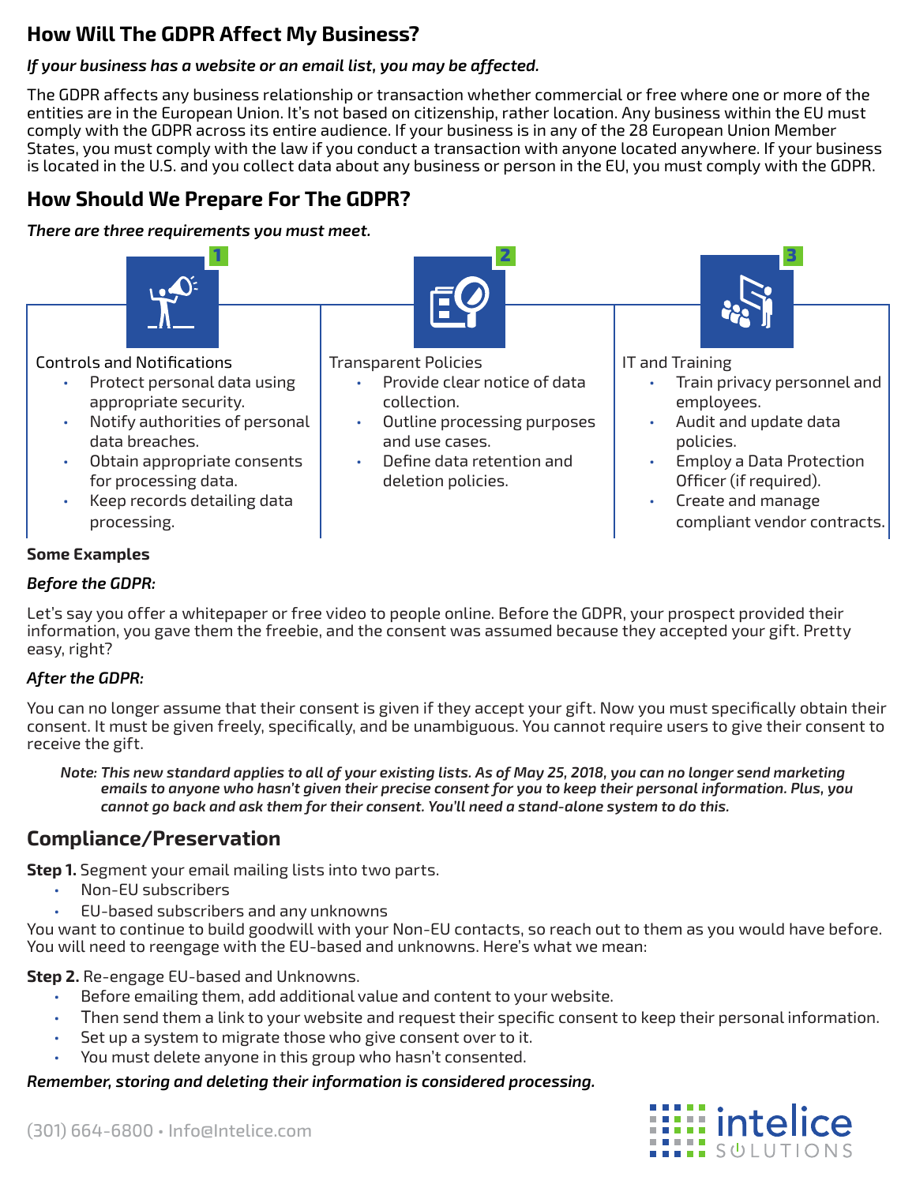## How Will The GDPR Affect My Business?

***If your business has a website or an email list, you may be affected.***

The GDPR affects any business relationship or transaction whether commercial or free where one or more of the entities are in the European Union. It's not based on citizenship, rather location. Any business within the EU must comply with the GDPR across its entire audience. If your business is in any of the 28 European Union Member States, you must comply with the law if you conduct a transaction with anyone located anywhere. If your business is located in the U.S. and you collect data about any business or person in the EU, you must comply with the GDPR.

## How Should We Prepare For The GDPR?

***There are three requirements you must meet.***

**1**

Controls and Notifications

- Protect personal data using appropriate security.
- Notify authorities of personal data breaches.
- Obtain appropriate consents for processing data.
- Keep records detailing data processing.

**2**

Transparent Policies

- Provide clear notice of data collection.
- Outline processing purposes and use cases.
- Define data retention and deletion policies.

**3**

IT and Training

- Train privacy personnel and employees.
- Audit and update data policies.
- Employ a Data Protection Officer (if required).
- Create and manage compliant vendor contracts.

**Some Examples**

***Before the GDPR:***

Let's say you offer a whitepaper or free video to people online. Before the GDPR, your prospect provided their information, you gave them the freebie, and the consent was assumed because they accepted your gift. Pretty easy, right?

***After the GDPR:***

You can no longer assume that their consent is given if they accept your gift. Now you must specifically obtain their consent. It must be given freely, specifically, and be unambiguous. You cannot require users to give their consent to receive the gift.

***Note: This new standard applies to all of your existing lists. As of May 25, 2018, you can no longer send marketing emails to anyone who hasn't given their precise consent for you to keep their personal information. Plus, you cannot go back and ask them for their consent. You'll need a stand-alone system to do this.***

## Compliance/Preservation

**Step 1.** Segment your email mailing lists into two parts.

- Non-EU subscribers
- EU-based subscribers and any unknowns

You want to continue to build goodwill with your Non-EU contacts, so reach out to them as you would have before. You will need to reengage with the EU-based and unknowns. Here's what we mean:

**Step 2.** Re-engage EU-based and Unknowns.

- Before emailing them, add additional value and content to your website.
- Then send them a link to your website and request their specific consent to keep their personal information.
- Set up a system to migrate those who give consent over to it.
- You must delete anyone in this group who hasn't consented.

***Remember, storing and deleting their information is considered processing.***

(301) 664-6800 • Info@Intelice.com

intelice SOLUTIONS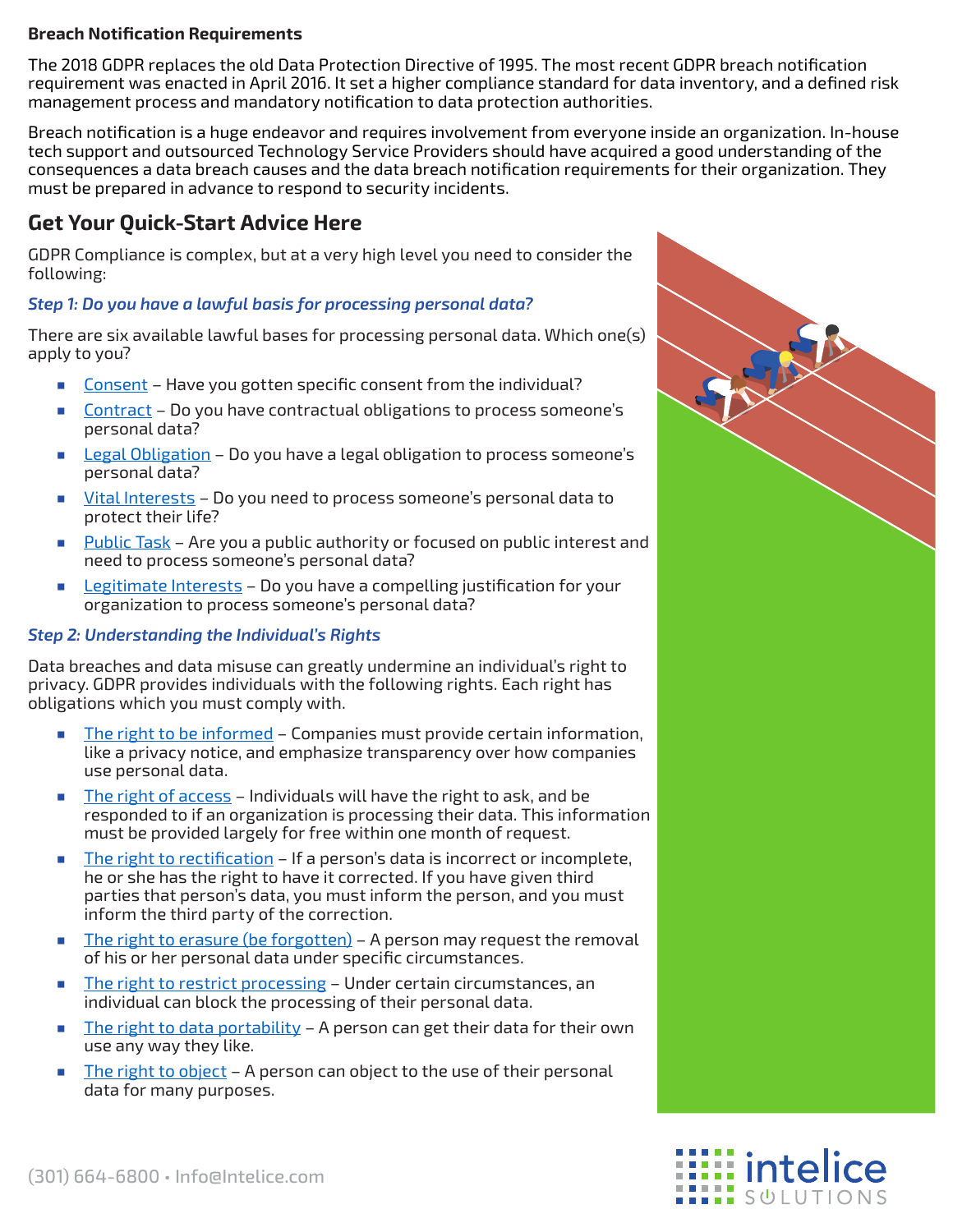**Breach Notification Requirements**

The 2018 GDPR replaces the old Data Protection Directive of 1995. The most recent GDPR breach notification requirement was enacted in April 2016. It set a higher compliance standard for data inventory, and a defined risk management process and mandatory notification to data protection authorities.

Breach notification is a huge endeavor and requires involvement from everyone inside an organization. In-house tech support and outsourced Technology Service Providers should have acquired a good understanding of the consequences a data breach causes and the data breach notification requirements for their organization. They must be prepared in advance to respond to security incidents.

## Get Your Quick-Start Advice Here

GDPR Compliance is complex, but at a very high level you need to consider the following:

***Step 1: Do you have a lawful basis for processing personal data?***

There are six available lawful bases for processing personal data. Which one(s) apply to you?

- Consent – Have you gotten specific consent from the individual?
- Contract – Do you have contractual obligations to process someone's personal data?
- Legal Obligation – Do you have a legal obligation to process someone's personal data?
- Vital Interests – Do you need to process someone's personal data to protect their life?
- Public Task – Are you a public authority or focused on public interest and need to process someone's personal data?
- Legitimate Interests – Do you have a compelling justification for your organization to process someone's personal data?

***Step 2: Understanding the Individual's Rights***

Data breaches and data misuse can greatly undermine an individual's right to privacy. GDPR provides individuals with the following rights. Each right has obligations which you must comply with.

- The right to be informed – Companies must provide certain information, like a privacy notice, and emphasize transparency over how companies use personal data.
- The right of access – Individuals will have the right to ask, and be responded to if an organization is processing their data. This information must be provided largely for free within one month of request.
- The right to rectification – If a person's data is incorrect or incomplete, he or she has the right to have it corrected. If you have given third parties that person's data, you must inform the person, and you must inform the third party of the correction.
- The right to erasure (be forgotten) – A person may request the removal of his or her personal data under specific circumstances.
- The right to restrict processing – Under certain circumstances, an individual can block the processing of their personal data.
- The right to data portability – A person can get their data for their own use any way they like.
- The right to object – A person can object to the use of their personal data for many purposes.

(301) 664-6800 • Info@Intelice.com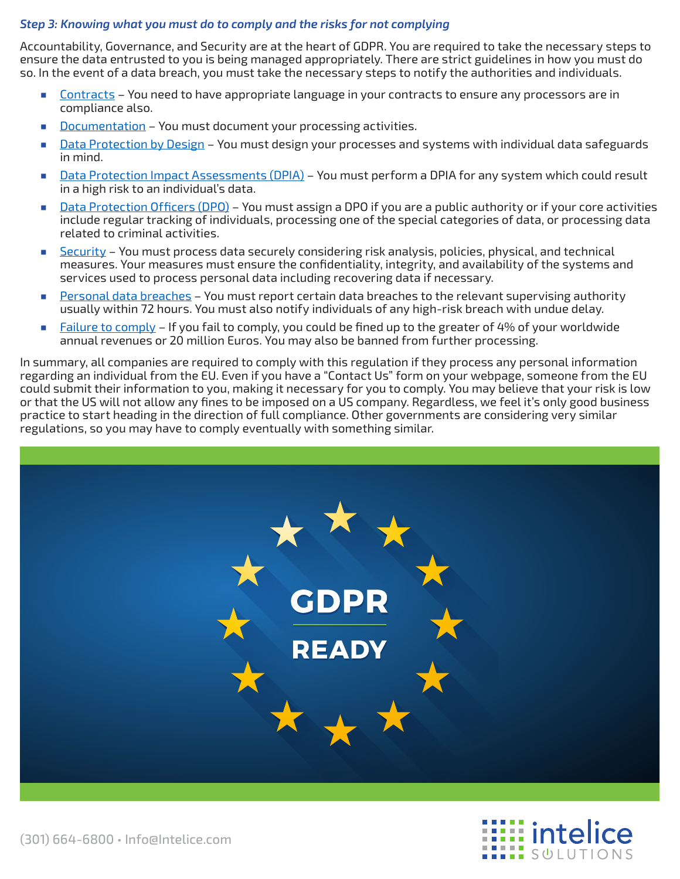### *Step 3: Knowing what you must do to comply and the risks for not complying*

Accountability, Governance, and Security are at the heart of GDPR. You are required to take the necessary steps to ensure the data entrusted to you is being managed appropriately. There are strict guidelines in how you must do so. In the event of a data breach, you must take the necessary steps to notify the authorities and individuals.

- Contracts – You need to have appropriate language in your contracts to ensure any processors are in compliance also.
- Documentation – You must document your processing activities.
- Data Protection by Design – You must design your processes and systems with individual data safeguards in mind.
- Data Protection Impact Assessments (DPIA) – You must perform a DPIA for any system which could result in a high risk to an individual's data.
- Data Protection Officers (DPO) – You must assign a DPO if you are a public authority or if your core activities include regular tracking of individuals, processing one of the special categories of data, or processing data related to criminal activities.
- Security – You must process data securely considering risk analysis, policies, physical, and technical measures. Your measures must ensure the confidentiality, integrity, and availability of the systems and services used to process personal data including recovering data if necessary.
- Personal data breaches – You must report certain data breaches to the relevant supervising authority usually within 72 hours. You must also notify individuals of any high-risk breach with undue delay.
- Failure to comply – If you fail to comply, you could be fined up to the greater of 4% of your worldwide annual revenues or 20 million Euros. You may also be banned from further processing.

In summary, all companies are required to comply with this regulation if they process any personal information regarding an individual from the EU. Even if you have a "Contact Us" form on your webpage, someone from the EU could submit their information to you, making it necessary for you to comply. You may believe that your risk is low or that the US will not allow any fines to be imposed on a US company. Regardless, we feel it's only good business practice to start heading in the direction of full compliance. Other governments are considering very similar regulations, so you may have to comply eventually with something similar.

GDPR

READY

(301) 664-6800 • Info@Intelice.com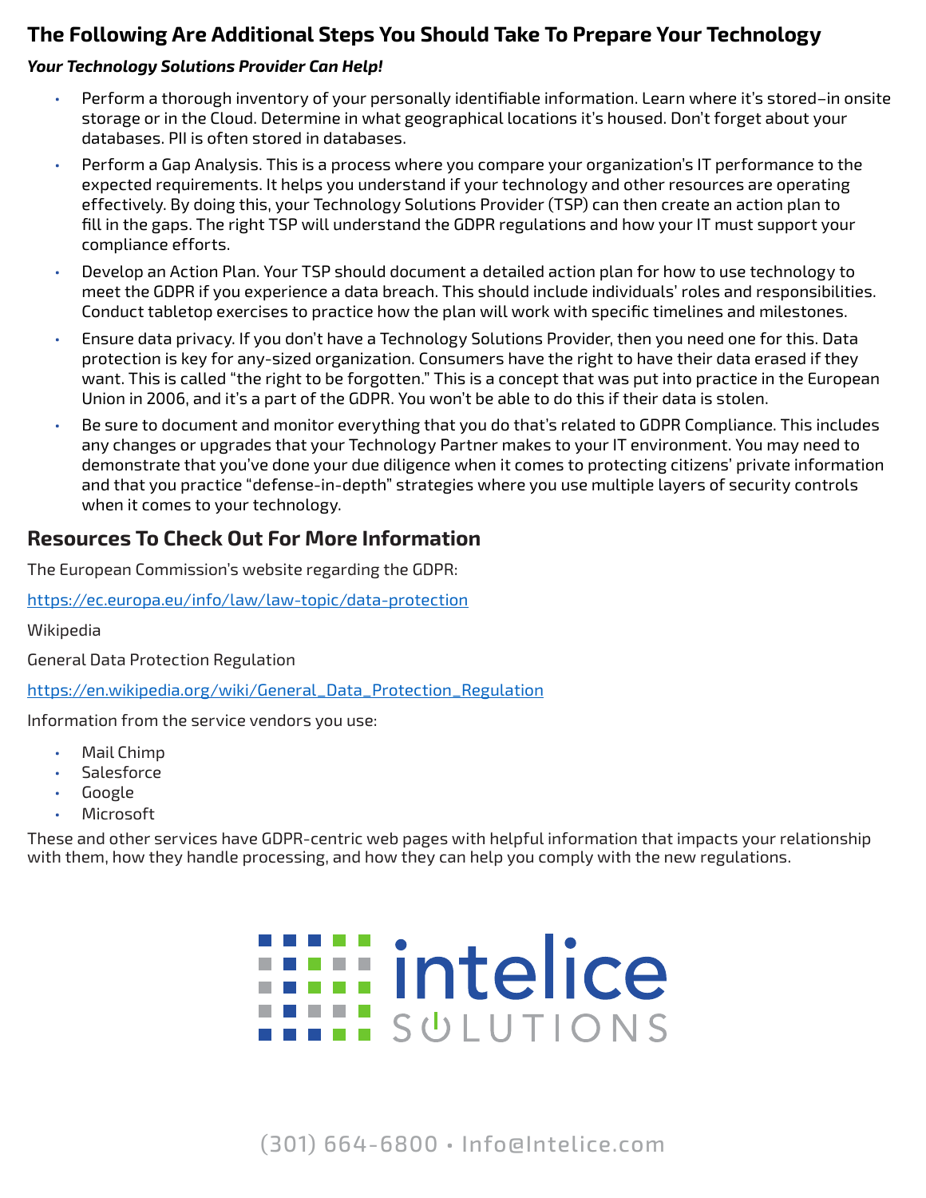## The Following Are Additional Steps You Should Take To Prepare Your Technology

***Your Technology Solutions Provider Can Help!***

- Perform a thorough inventory of your personally identifiable information. Learn where it's stored–in onsite storage or in the Cloud. Determine in what geographical locations it's housed. Don't forget about your databases. PII is often stored in databases.
- Perform a Gap Analysis. This is a process where you compare your organization's IT performance to the expected requirements. It helps you understand if your technology and other resources are operating effectively. By doing this, your Technology Solutions Provider (TSP) can then create an action plan to fill in the gaps. The right TSP will understand the GDPR regulations and how your IT must support your compliance efforts.
- Develop an Action Plan. Your TSP should document a detailed action plan for how to use technology to meet the GDPR if you experience a data breach. This should include individuals' roles and responsibilities. Conduct tabletop exercises to practice how the plan will work with specific timelines and milestones.
- Ensure data privacy. If you don't have a Technology Solutions Provider, then you need one for this. Data protection is key for any-sized organization. Consumers have the right to have their data erased if they want. This is called "the right to be forgotten." This is a concept that was put into practice in the European Union in 2006, and it's a part of the GDPR. You won't be able to do this if their data is stolen.
- Be sure to document and monitor everything that you do that's related to GDPR Compliance. This includes any changes or upgrades that your Technology Partner makes to your IT environment. You may need to demonstrate that you've done your due diligence when it comes to protecting citizens' private information and that you practice "defense-in-depth" strategies where you use multiple layers of security controls when it comes to your technology.

## Resources To Check Out For More Information

The European Commission's website regarding the GDPR:

https://ec.europa.eu/info/law/law-topic/data-protection

Wikipedia

General Data Protection Regulation

https://en.wikipedia.org/wiki/General_Data_Protection_Regulation

Information from the service vendors you use:

- Mail Chimp
- Salesforce
- Google
- Microsoft

These and other services have GDPR-centric web pages with helpful information that impacts your relationship with them, how they handle processing, and how they can help you comply with the new regulations.

intelice SOLUTIONS

(301) 664-6800 • Info@Intelice.com